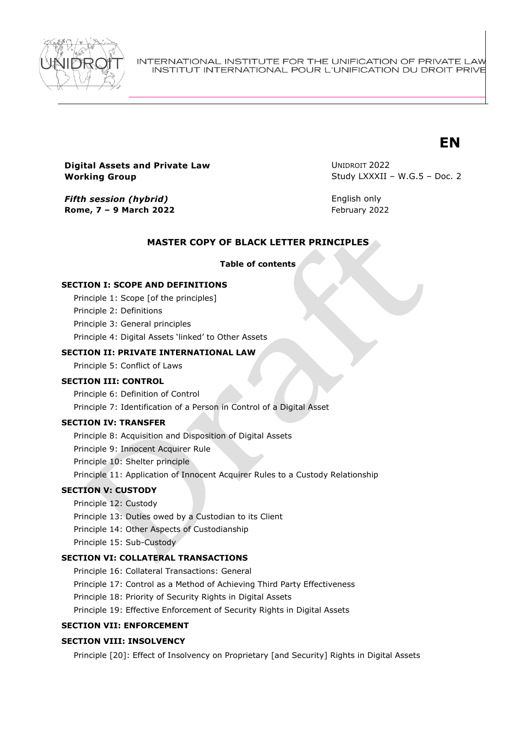INTERNATIONAL INSTITUTE FOR THE UNIFICATION OF PRIVATE LAW
INSTITUT INTERNATIONAL POUR L'UNIFICATION DU DROIT PRIVE

**EN**

**Digital Assets and Private Law Working Group**

*Fifth session (hybrid)*
**Rome, 7 – 9 March 2022**

UNIDROIT 2022
Study LXXXII – W.G.5 – Doc. 2

English only
February 2022

# MASTER COPY OF BLACK LETTER PRINCIPLES

**Table of contents**

**SECTION I: SCOPE AND DEFINITIONS**

- Principle 1: Scope [of the principles]
- Principle 2: Definitions
- Principle 3: General principles
- Principle 4: Digital Assets 'linked' to Other Assets

**SECTION II: PRIVATE INTERNATIONAL LAW**

- Principle 5: Conflict of Laws

**SECTION III: CONTROL**

- Principle 6: Definition of Control
- Principle 7: Identification of a Person in Control of a Digital Asset

**SECTION IV: TRANSFER**

- Principle 8: Acquisition and Disposition of Digital Assets
- Principle 9: Innocent Acquirer Rule
- Principle 10: Shelter principle
- Principle 11: Application of Innocent Acquirer Rules to a Custody Relationship

**SECTION V: CUSTODY**

- Principle 12: Custody
- Principle 13: Duties owed by a Custodian to its Client
- Principle 14: Other Aspects of Custodianship
- Principle 15: Sub-Custody

**SECTION VI: COLLATERAL TRANSACTIONS**

- Principle 16: Collateral Transactions: General
- Principle 17: Control as a Method of Achieving Third Party Effectiveness
- Principle 18: Priority of Security Rights in Digital Assets
- Principle 19: Effective Enforcement of Security Rights in Digital Assets

**SECTION VII: ENFORCEMENT**

**SECTION VIII: INSOLVENCY**

- Principle [20]: Effect of Insolvency on Proprietary [and Security] Rights in Digital Assets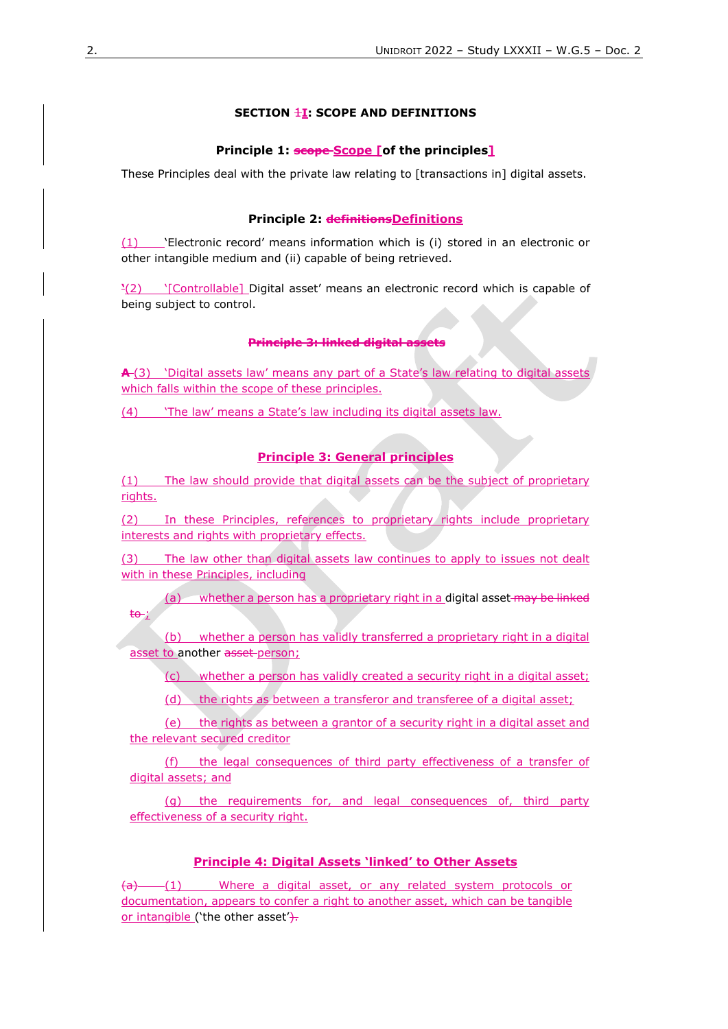### SECTION ~~1~~I: SCOPE AND DEFINITIONS

### Principle 1: ~~scope~~ Scope [of the principles]

These Principles deal with the private law relating to [transactions in] digital assets.

### Principle 2: ~~definitions~~Definitions

(1) 'Electronic record' means information which is (i) stored in an electronic or other intangible medium and (ii) capable of being retrieved.

~~'~~(2) '[Controllable] Digital asset' means an electronic record which is capable of being subject to control.

### ~~Principle 3: linked digital assets~~

~~A~~ (3) 'Digital assets law' means any part of a State's law relating to digital assets which falls within the scope of these principles.

(4) 'The law' means a State's law including its digital assets law.

### Principle 3: General principles

(1) The law should provide that digital assets can be the subject of proprietary rights.

(2) In these Principles, references to proprietary rights include proprietary interests and rights with proprietary effects.

(3) The law other than digital assets law continues to apply to issues not dealt with in these Principles, including

(a) whether a person has a proprietary right in a digital asset ~~may be linked to~~ ;

(b) whether a person has validly transferred a proprietary right in a digital asset to another ~~asset~~ person;

(c) whether a person has validly created a security right in a digital asset;

(d) the rights as between a transferor and transferee of a digital asset;

(e) the rights as between a grantor of a security right in a digital asset and the relevant secured creditor

(f) the legal consequences of third party effectiveness of a transfer of digital assets; and

(g) the requirements for, and legal consequences of, third party effectiveness of a security right.

### Principle 4: Digital Assets 'linked' to Other Assets

~~(a)~~ (1) Where a digital asset, or any related system protocols or documentation, appears to confer a right to another asset, which can be tangible or intangible ('the other asset'~~).~~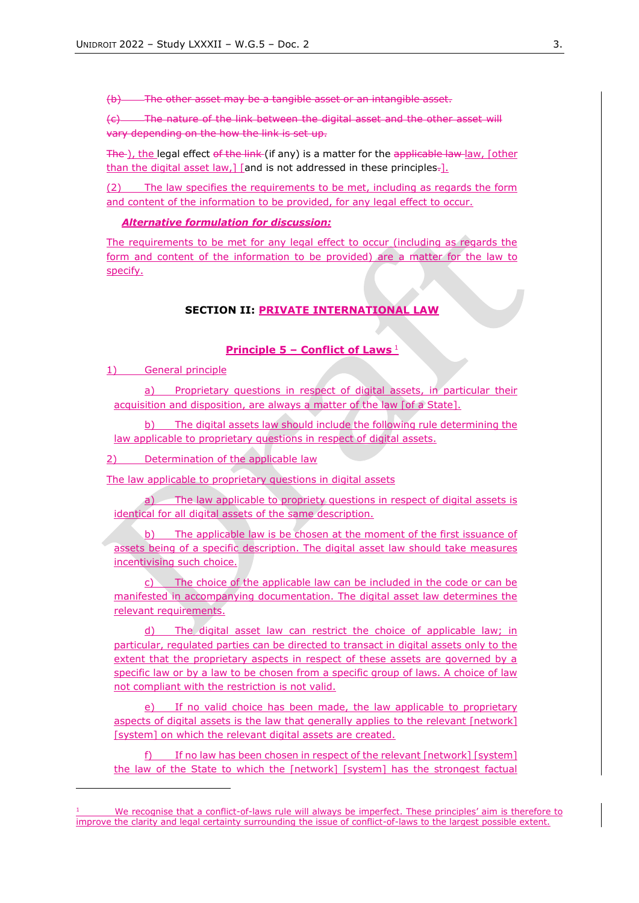~~(b) The other asset may be a tangible asset or an intangible asset.~~

~~(c) The nature of the link between the digital asset and the other asset will vary depending on the how the link is set up.~~

~~The~~ ), the legal effect ~~of the link~~ (if any) is a matter for the ~~applicable law~~ law, [other than the digital asset law,] [and is not addressed in these principles~~.~~].

(2) The law specifies the requirements to be met, including as regards the form and content of the information to be provided, for any legal effect to occur.

***Alternative formulation for discussion:***

The requirements to be met for any legal effect to occur (including as regards the form and content of the information to be provided) are a matter for the law to specify.

## SECTION II: PRIVATE INTERNATIONAL LAW

### Principle 5 – Conflict of Laws [1]

1) General principle

a) Proprietary questions in respect of digital assets, in particular their acquisition and disposition, are always a matter of the law [of a State].

b) The digital assets law should include the following rule determining the law applicable to proprietary questions in respect of digital assets.

2) Determination of the applicable law

The law applicable to proprietary questions in digital assets

a) The law applicable to propriety questions in respect of digital assets is identical for all digital assets of the same description.

b) The applicable law is be chosen at the moment of the first issuance of assets being of a specific description. The digital asset law should take measures incentivising such choice.

c) The choice of the applicable law can be included in the code or can be manifested in accompanying documentation. The digital asset law determines the relevant requirements.

d) The digital asset law can restrict the choice of applicable law; in particular, regulated parties can be directed to transact in digital assets only to the extent that the proprietary aspects in respect of these assets are governed by a specific law or by a law to be chosen from a specific group of laws. A choice of law not compliant with the restriction is not valid.

e) If no valid choice has been made, the law applicable to proprietary aspects of digital assets is the law that generally applies to the relevant [network] [system] on which the relevant digital assets are created.

f) If no law has been chosen in respect of the relevant [network] [system] the law of the State to which the [network] [system] has the strongest factual

---

[1] We recognise that a conflict-of-laws rule will always be imperfect. These principles' aim is therefore to improve the clarity and legal certainty surrounding the issue of conflict-of-laws to the largest possible extent.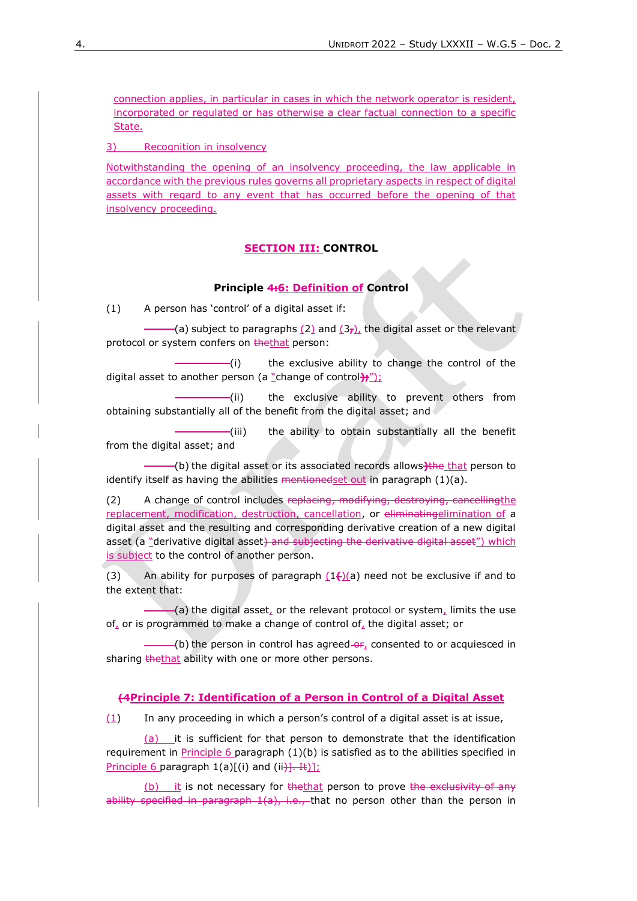connection applies, in particular in cases in which the network operator is resident, incorporated or regulated or has otherwise a clear factual connection to a specific State.

3) Recognition in insolvency

Notwithstanding the opening of an insolvency proceeding, the law applicable in accordance with the previous rules governs all proprietary aspects in respect of digital assets with regard to any event that has occurred before the opening of that insolvency proceeding.

## SECTION III: CONTROL

### Principle ~~4:~~6: Definition of Control

(1) A person has 'control' of a digital asset if:

(a) subject to paragraphs (2) and (3~~,~~), the digital asset or the relevant protocol or system confers on ~~the~~that person:

(i) the exclusive ability to change the control of the digital asset to another person (a "change of control~~);~~");

(ii) the exclusive ability to prevent others from obtaining substantially all of the benefit from the digital asset; and

(iii) the ability to obtain substantially all the benefit from the digital asset; and

(b) the digital asset or its associated records allows~~)the~~ that person to identify itself as having the abilities ~~mentioned~~set out in paragraph (1)(a).

(2) A change of control includes ~~replacing, modifying, destroying, cancelling~~the replacement, modification, destruction, cancellation, or ~~eliminating~~elimination of a digital asset and the resulting and corresponding derivative creation of a new digital asset (a "derivative digital asset~~) and subjecting the derivative digital asset~~") which is subject to the control of another person.

(3) An ability for purposes of paragraph (1~~(~~)(a) need not be exclusive if and to the extent that:

(a) the digital asset, or the relevant protocol or system, limits the use of, or is programmed to make a change of control of, the digital asset; or

(b) the person in control has agreed ~~or~~, consented to or acquiesced in sharing ~~the~~that ability with one or more other persons.

### ~~(4~~Principle 7: Identification of a Person in Control of a Digital Asset

(1) In any proceeding in which a person's control of a digital asset is at issue,

(a) it is sufficient for that person to demonstrate that the identification requirement in Principle 6 paragraph (1)(b) is satisfied as to the abilities specified in Principle 6 paragraph 1(a)[(i) and (ii~~)]. It~~)];

(b) it is not necessary for ~~the~~that person to prove ~~the exclusivity of any ability specified in paragraph 1(a), i.e.,~~ that no person other than the person in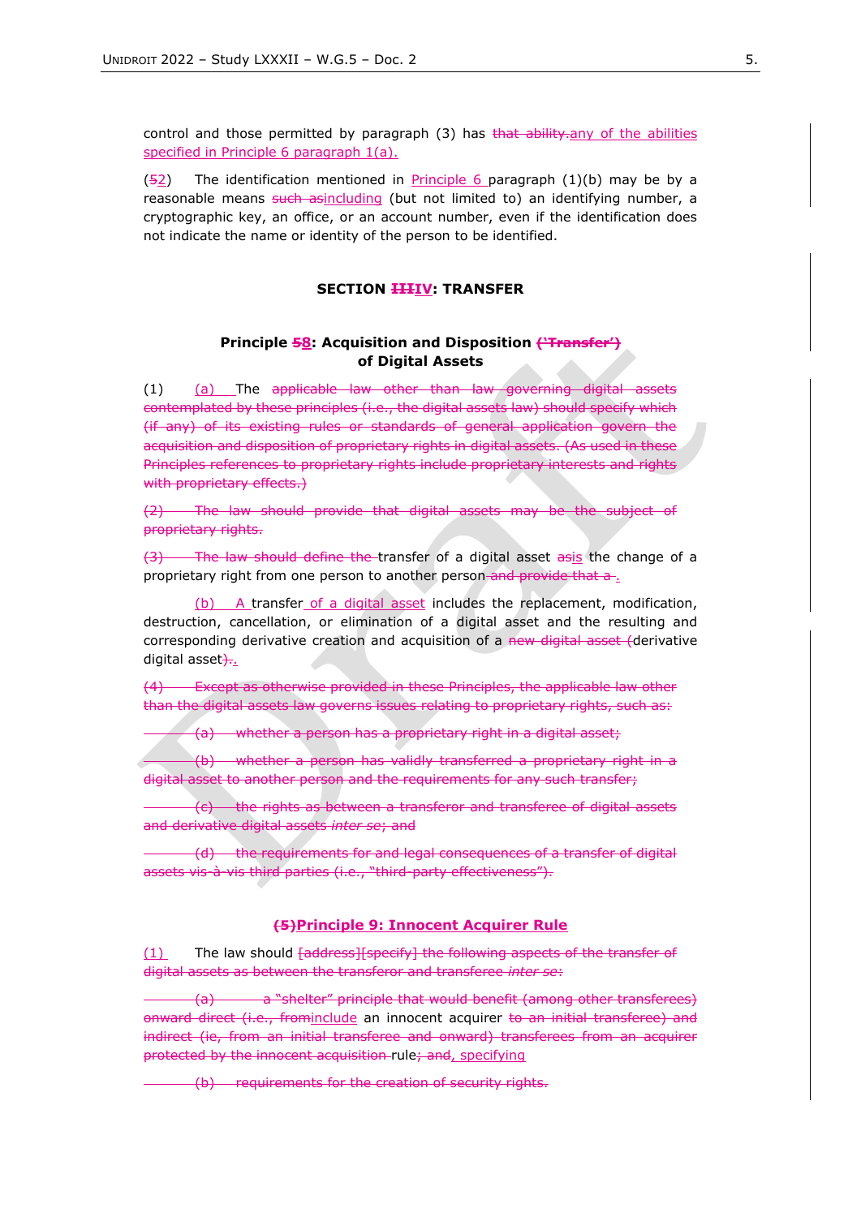control and those permitted by paragraph (3) has ~~that ability.~~any of the abilities specified in Principle 6 paragraph 1(a).

(~~5~~2) The identification mentioned in Principle 6 paragraph (1)(b) may be by a reasonable means ~~such as~~including (but not limited to) an identifying number, a cryptographic key, an office, or an account number, even if the identification does not indicate the name or identity of the person to be identified.

## SECTION ~~III~~IV: TRANSFER

### Principle ~~5~~8: Acquisition and Disposition ~~('Transfer')~~ of Digital Assets

(1) (a) The ~~applicable law other than law governing digital assets contemplated by these principles (i.e., the digital assets law) should specify which (if any) of its existing rules or standards of general application govern the acquisition and disposition of proprietary rights in digital assets. (As used in these Principles references to proprietary rights include proprietary interests and rights with proprietary effects.)~~

~~(2) The law should provide that digital assets may be the subject of proprietary rights.~~

~~(3) The law should define the~~ transfer of a digital asset ~~as~~is the change of a proprietary right from one person to another person ~~and provide that a~~.

(b) A transfer of a digital asset includes the replacement, modification, destruction, cancellation, or elimination of a digital asset and the resulting and corresponding derivative creation and acquisition of a ~~new digital asset (~~derivative digital asset~~).~~.

~~(4) Except as otherwise provided in these Principles, the applicable law other than the digital assets law governs issues relating to proprietary rights, such as:~~

~~(a) whether a person has a proprietary right in a digital asset;~~

~~(b) whether a person has validly transferred a proprietary right in a digital asset to another person and the requirements for any such transfer;~~

~~(c) the rights as between a transferor and transferee of digital assets and derivative digital assets *inter se*; and~~

~~(d) the requirements for and legal consequences of a transfer of digital assets vis-à-vis third parties (i.e., "third-party effectiveness").~~

### ~~(5)~~Principle 9: Innocent Acquirer Rule

(1) The law should ~~[address][specify] the following aspects of the transfer of digital assets as between the transferor and transferee *inter se*:~~

~~(a) a "shelter" principle that would benefit (among other transferees) onward direct (i.e., from~~include an innocent acquirer ~~to an initial transferee) and indirect (ie, from an initial transferee and onward) transferees from an acquirer protected by the innocent acquisition~~ rule~~; and~~, specifying

~~(b) requirements for the creation of security rights.~~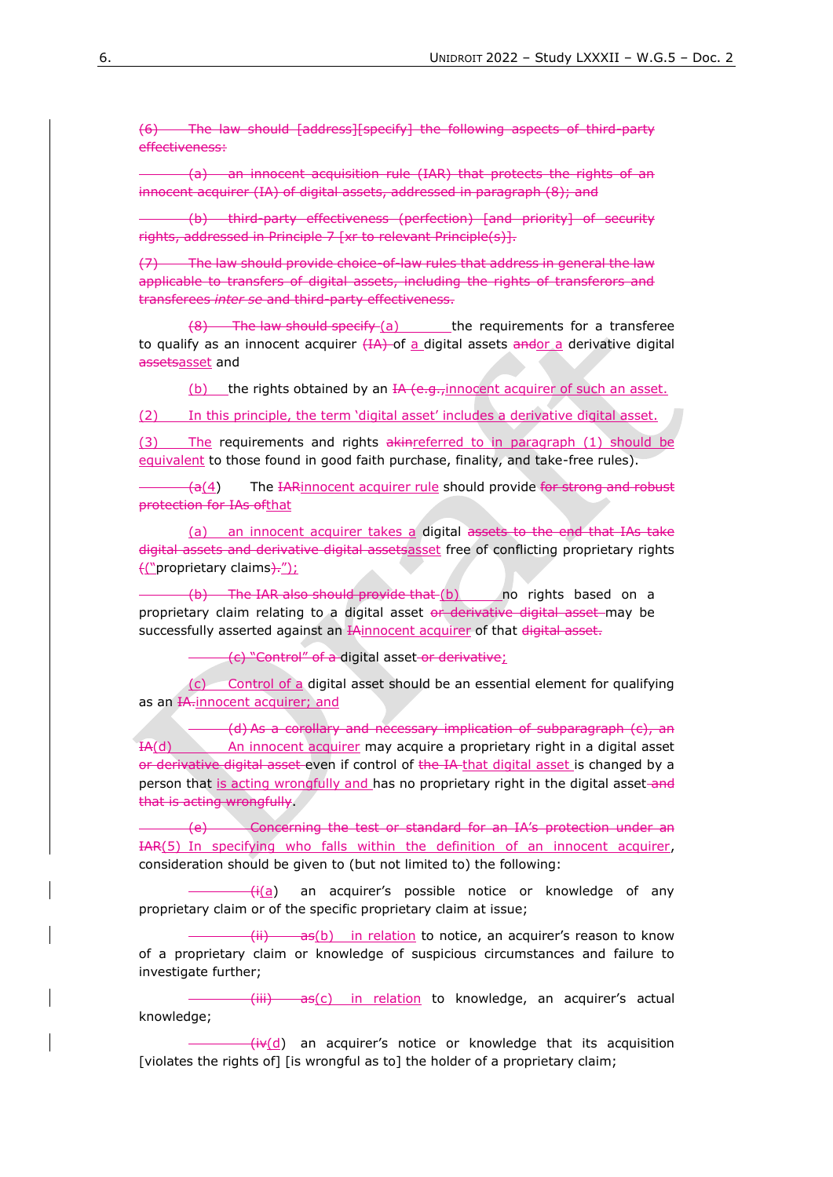~~(6) The law should [address][specify] the following aspects of third-party effectiveness:~~

~~(a) an innocent acquisition rule (IAR) that protects the rights of an innocent acquirer (IA) of digital assets, addressed in paragraph (8); and~~

~~(b) third-party effectiveness (perfection) [and priority] of security rights, addressed in Principle 7 [xr to relevant Principle(s)].~~

~~(7) The law should provide choice-of-law rules that address in general the law applicable to transfers of digital assets, including the rights of transferors and transferees *inter se* and third-party effectiveness.~~

~~(8) The law should specify~~ (a) the requirements for a transferee to qualify as an innocent acquirer ~~(IA)~~ of a digital assets ~~and~~or a derivative digital ~~assets~~asset and

(b) the rights obtained by an ~~IA (e.g.,~~innocent acquirer of such an asset.

(2) In this principle, the term 'digital asset' includes a derivative digital asset.

(3) The requirements and rights ~~akin~~referred to in paragraph (1) should be equivalent to those found in good faith purchase, finality, and take-free rules).

~~(a~~(4) The ~~IAR~~innocent acquirer rule should provide ~~for strong and robust protection for IAs of~~that

(a) an innocent acquirer takes a digital ~~assets to the end that IAs take digital assets and derivative digital assets~~asset free of conflicting proprietary rights ~~(~~("proprietary claims~~).~~");

~~(b) The IAR also should provide that~~ (b) no rights based on a proprietary claim relating to a digital asset ~~or derivative digital asset~~ may be successfully asserted against an ~~IA~~innocent acquirer of that ~~digital asset.~~

~~(c) "Control" of a~~ digital asset ~~or derivative~~;

(c) Control of a digital asset should be an essential element for qualifying as an ~~IA.~~innocent acquirer; and

~~(d) As a corollary and necessary implication of subparagraph (c), an IA~~(d) An innocent acquirer may acquire a proprietary right in a digital asset ~~or derivative digital asset~~ even if control of ~~the IA~~ that digital asset is changed by a person that is acting wrongfully and has no proprietary right in the digital asset ~~and that is acting wrongfully~~.

~~(e) Concerning the test or standard for an IA's protection under an IAR~~(5) In specifying who falls within the definition of an innocent acquirer, consideration should be given to (but not limited to) the following:

~~(i~~(a) an acquirer's possible notice or knowledge of any proprietary claim or of the specific proprietary claim at issue;

~~(ii) as~~(b) in relation to notice, an acquirer's reason to know of a proprietary claim or knowledge of suspicious circumstances and failure to investigate further;

~~(iii) as~~(c) in relation to knowledge, an acquirer's actual knowledge;

~~(iv~~(d) an acquirer's notice or knowledge that its acquisition [violates the rights of] [is wrongful as to] the holder of a proprietary claim;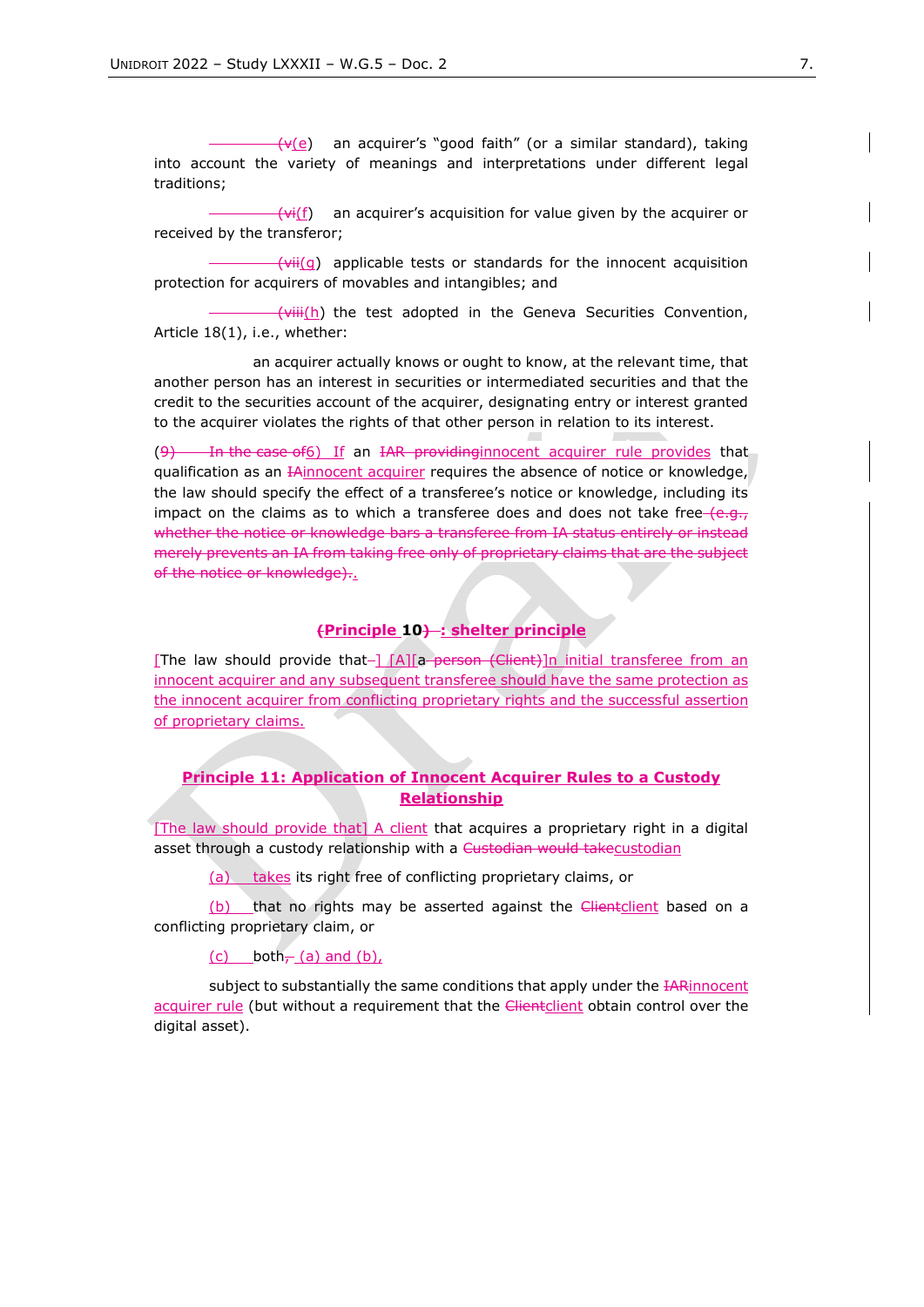(v(e) an acquirer's "good faith" (or a similar standard), taking into account the variety of meanings and interpretations under different legal traditions;

(vi(f) an acquirer's acquisition for value given by the acquirer or received by the transferor;

(vii(g) applicable tests or standards for the innocent acquisition protection for acquirers of movables and intangibles; and

(viii(h) the test adopted in the Geneva Securities Convention, Article 18(1), i.e., whether:

an acquirer actually knows or ought to know, at the relevant time, that another person has an interest in securities or intermediated securities and that the credit to the securities account of the acquirer, designating entry or interest granted to the acquirer violates the rights of that other person in relation to its interest.

(9) In the case of6) If an IAR providinginnocent acquirer rule provides that qualification as an IAinnocent acquirer requires the absence of notice or knowledge, the law should specify the effect of a transferee's notice or knowledge, including its impact on the claims as to which a transferee does and does not take free (e.g., whether the notice or knowledge bars a transferee from IA status entirely or instead merely prevents an IA from taking free only of proprietary claims that are the subject of the notice or knowledge)..

**(Principle 10) : shelter principle**

[The law should provide that ] [A][a person (Client)]n initial transferee from an innocent acquirer and any subsequent transferee should have the same protection as the innocent acquirer from conflicting proprietary rights and the successful assertion of proprietary claims.

**Principle 11: Application of Innocent Acquirer Rules to a Custody Relationship**

[The law should provide that] A client that acquires a proprietary right in a digital asset through a custody relationship with a Custodian would takecustodian

(a) takes its right free of conflicting proprietary claims, or

(b) that no rights may be asserted against the Clientclient based on a conflicting proprietary claim, or

(c) both, (a) and (b),

subject to substantially the same conditions that apply under the IARinnocent acquirer rule (but without a requirement that the Clientclient obtain control over the digital asset).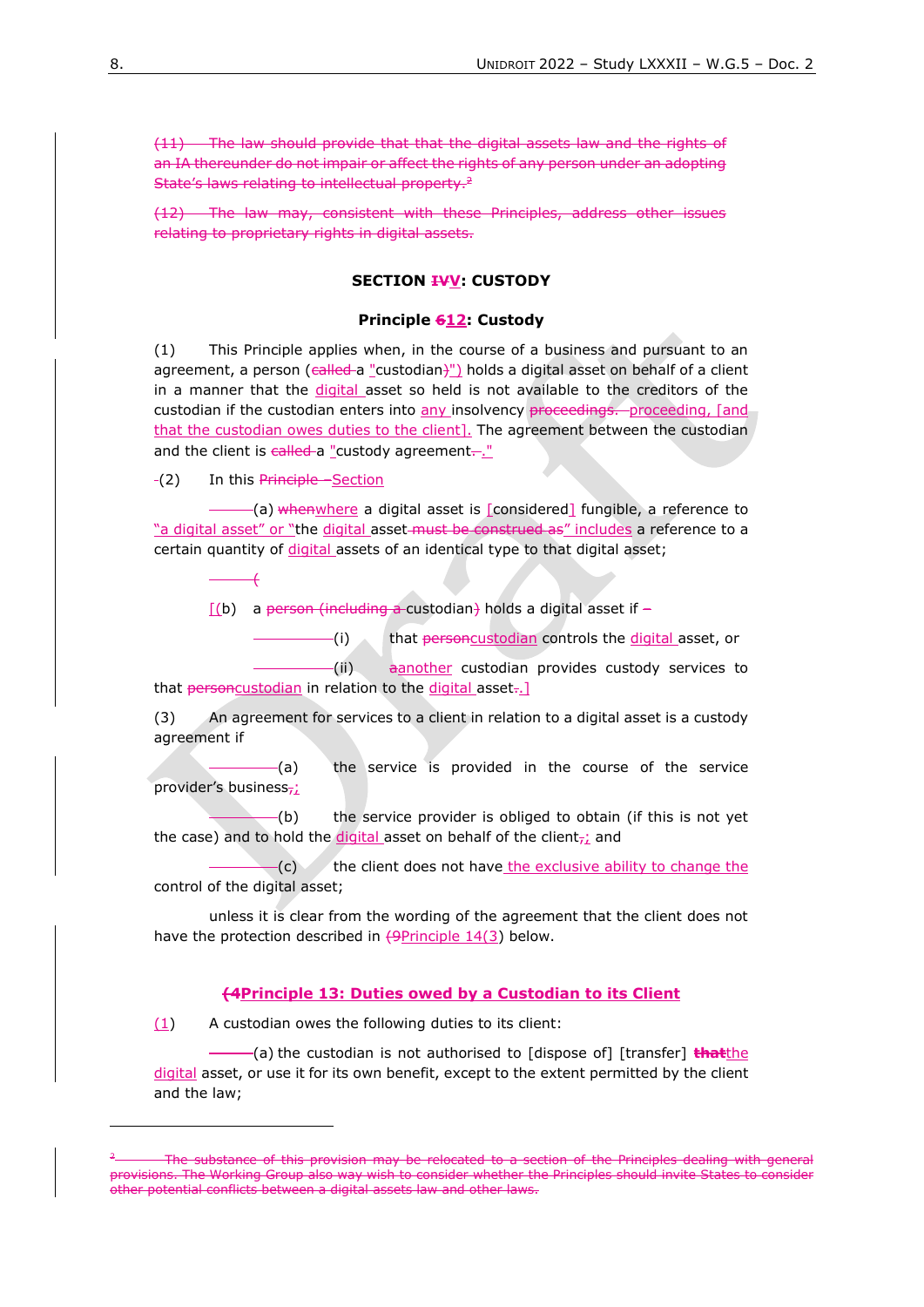~~(11) The law should provide that that the digital assets law and the rights of an IA thereunder do not impair or affect the rights of any person under an adopting State's laws relating to intellectual property.[2]~~

~~(12) The law may, consistent with these Principles, address other issues relating to proprietary rights in digital assets.~~

### SECTION ~~IV~~V: CUSTODY

### Principle ~~6~~12: Custody

(1) This Principle applies when, in the course of a business and pursuant to an agreement, a person (~~called~~ a "custodian~~)~~") holds a digital asset on behalf of a client in a manner that the digital asset so held is not available to the creditors of the custodian if the custodian enters into any insolvency ~~proceedings.~~ proceeding, [and that the custodian owes duties to the client]. The agreement between the custodian and the client is ~~called~~ a "custody agreement~~.~~."

(2) In this ~~Principle~~ Section

(a) ~~when~~where a digital asset is [considered] fungible, a reference to "a digital asset" or "the digital asset ~~must be construed as~~" includes a reference to a certain quantity of digital assets of an identical type to that digital asset;

~~(~~

[(b) a ~~person (including a~~ custodian~~)~~ holds a digital asset if ~~–~~

(i) that ~~person~~custodian controls the digital asset, or

(ii) ~~a~~another custodian provides custody services to that ~~person~~custodian in relation to the digital asset~~.~~.]

(3) An agreement for services to a client in relation to a digital asset is a custody agreement if

(a) the service is provided in the course of the service provider's business~~,~~;

(b) the service provider is obliged to obtain (if this is not yet the case) and to hold the digital asset on behalf of the client~~,~~; and

(c) the client does not have the exclusive ability to change the control of the digital asset;

unless it is clear from the wording of the agreement that the client does not have the protection described in ~~(9~~Principle 14(3) below.

#### ~~(4~~Principle 13: Duties owed by a Custodian to its Client

(1) A custodian owes the following duties to its client:

(a) the custodian is not authorised to [dispose of] [transfer] ~~that~~the digital asset, or use it for its own benefit, except to the extent permitted by the client and the law;

---

~~[2] The substance of this provision may be relocated to a section of the Principles dealing with general provisions. The Working Group also way wish to consider whether the Principles should invite States to consider other potential conflicts between a digital assets law and other laws.~~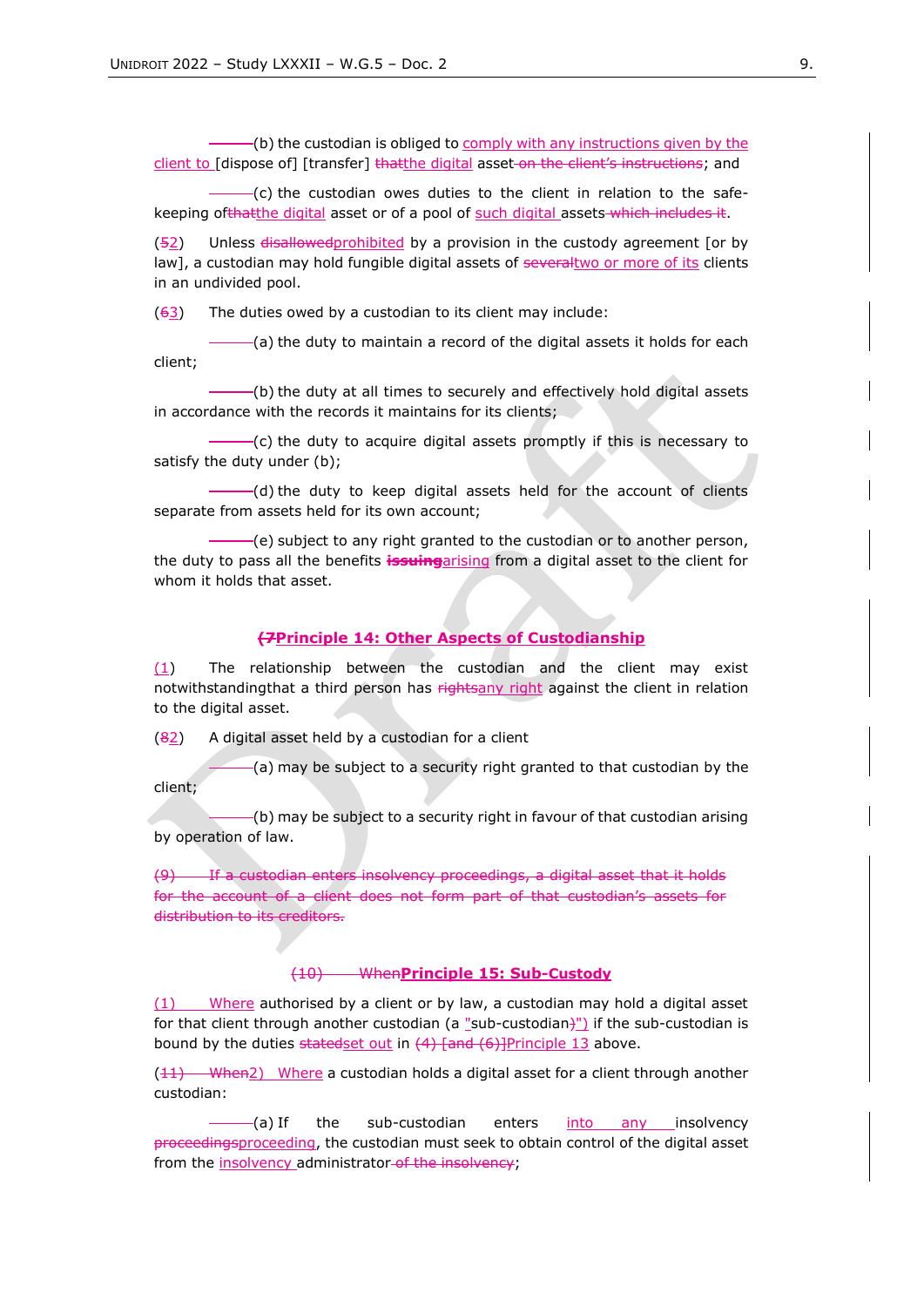(b) the custodian is obliged to comply with any instructions given by the client to [dispose of] [transfer] ~~that~~the digital asset ~~on the client's instructions~~; and

(c) the custodian owes duties to the client in relation to the safe-keeping of~~that~~the digital asset or of a pool of such digital assets ~~which includes it~~.

(~~5~~2) Unless ~~disallowed~~prohibited by a provision in the custody agreement [or by law], a custodian may hold fungible digital assets of ~~several~~two or more of its clients in an undivided pool.

(~~6~~3) The duties owed by a custodian to its client may include:

(a) the duty to maintain a record of the digital assets it holds for each client;

(b) the duty at all times to securely and effectively hold digital assets in accordance with the records it maintains for its clients;

(c) the duty to acquire digital assets promptly if this is necessary to satisfy the duty under (b);

(d) the duty to keep digital assets held for the account of clients separate from assets held for its own account;

(e) subject to any right granted to the custodian or to another person, the duty to pass all the benefits ~~issuing~~arising from a digital asset to the client for whom it holds that asset.

## ~~(7~~**Principle 14: Other Aspects of Custodianship**

(1) The relationship between the custodian and the client may exist notwithstandingthat a third person has ~~rights~~any right against the client in relation to the digital asset.

(~~8~~2) A digital asset held by a custodian for a client

(a) may be subject to a security right granted to that custodian by the client;

(b) may be subject to a security right in favour of that custodian arising by operation of law.

~~(9) If a custodian enters insolvency proceedings, a digital asset that it holds for the account of a client does not form part of that custodian's assets for distribution to its creditors.~~

## ~~(10) When~~**Principle 15: Sub-Custody**

(1) Where authorised by a client or by law, a custodian may hold a digital asset for that client through another custodian (a "sub-custodian~~)~~") if the sub-custodian is bound by the duties ~~stated~~set out in ~~(4) [and (6)]~~Principle 13 above.

(~~11) When~~2) Where a custodian holds a digital asset for a client through another custodian:

(a) If the sub-custodian enters into any insolvency ~~proceedings~~proceeding, the custodian must seek to obtain control of the digital asset from the insolvency administrator ~~of the insolvency~~;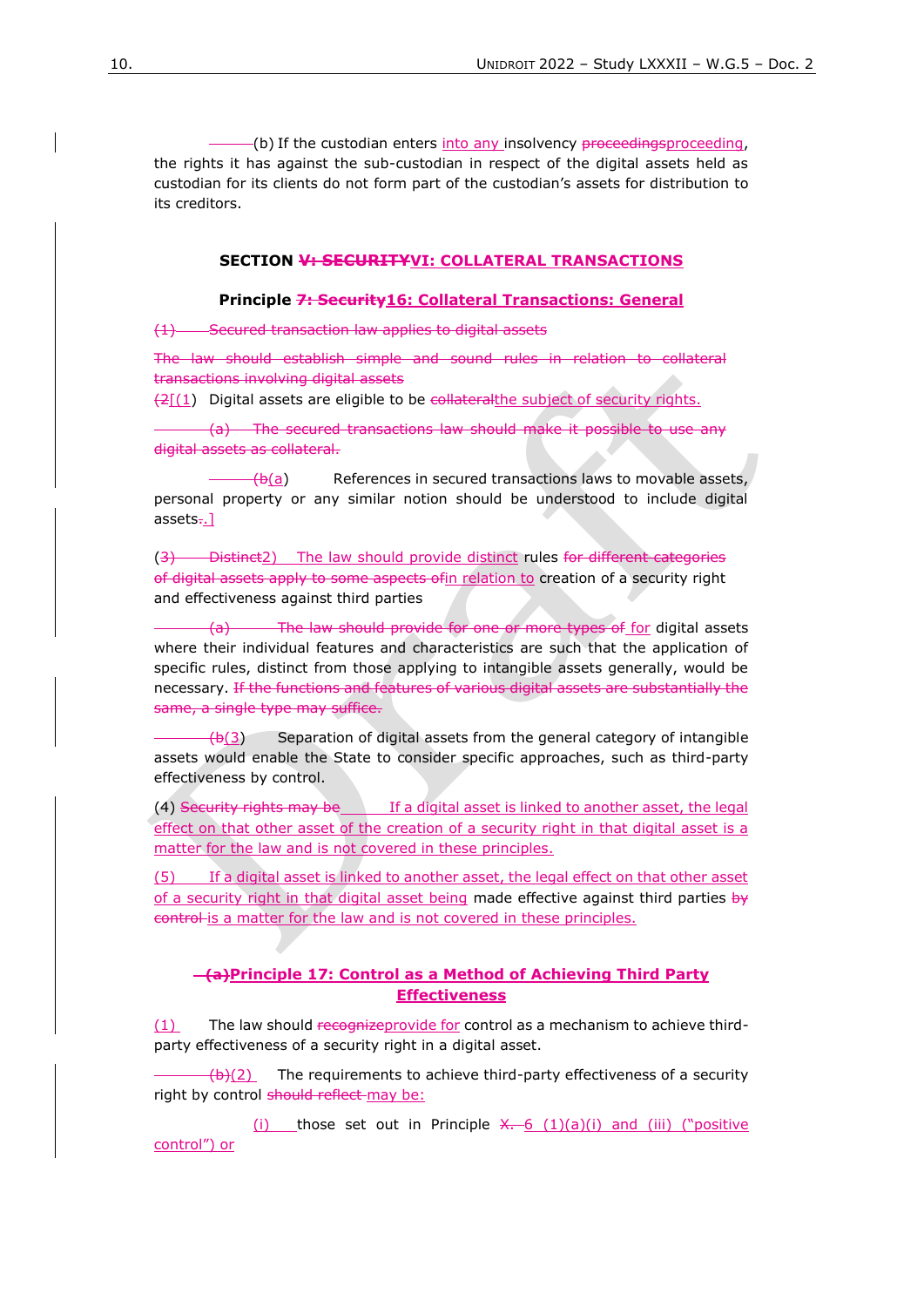(b) If the custodian enters into any insolvency ~~proceedings~~proceeding, the rights it has against the sub-custodian in respect of the digital assets held as custodian for its clients do not form part of the custodian's assets for distribution to its creditors.

### SECTION ~~V: SECURITY~~VI: COLLATERAL TRANSACTIONS

#### Principle ~~7: Security~~16: Collateral Transactions: General

~~(1) Secured transaction law applies to digital assets~~

~~The law should establish simple and sound rules in relation to collateral transactions involving digital assets~~

~~(2~~[(1) Digital assets are eligible to be ~~collateral~~the subject of security rights.

~~(a) The secured transactions law should make it possible to use any digital assets as collateral.~~

~~(b~~(a) References in secured transactions laws to movable assets, personal property or any similar notion should be understood to include digital assets~~.~~.]

(~~3) Distinct~~2) The law should provide distinct rules ~~for different categories of digital assets apply to some aspects of~~in relation to creation of a security right and effectiveness against third parties

~~(a) The law should provide for one or more types of~~ for digital assets where their individual features and characteristics are such that the application of specific rules, distinct from those applying to intangible assets generally, would be necessary. ~~If the functions and features of various digital assets are substantially the same, a single type may suffice.~~

~~(b~~(3) Separation of digital assets from the general category of intangible assets would enable the State to consider specific approaches, such as third-party effectiveness by control.

(4) ~~Security rights may be~~ If a digital asset is linked to another asset, the legal effect on that other asset of the creation of a security right in that digital asset is a matter for the law and is not covered in these principles.

(5) If a digital asset is linked to another asset, the legal effect on that other asset of a security right in that digital asset being made effective against third parties ~~by control~~ is a matter for the law and is not covered in these principles.

#### ~~(a)~~Principle 17: Control as a Method of Achieving Third Party Effectiveness

(1) The law should ~~recognize~~provide for control as a mechanism to achieve third-party effectiveness of a security right in a digital asset.

~~(b)~~(2) The requirements to achieve third-party effectiveness of a security right by control ~~should reflect~~ may be:

(i) those set out in Principle ~~X.~~ 6 (1)(a)(i) and (iii) ("positive control") or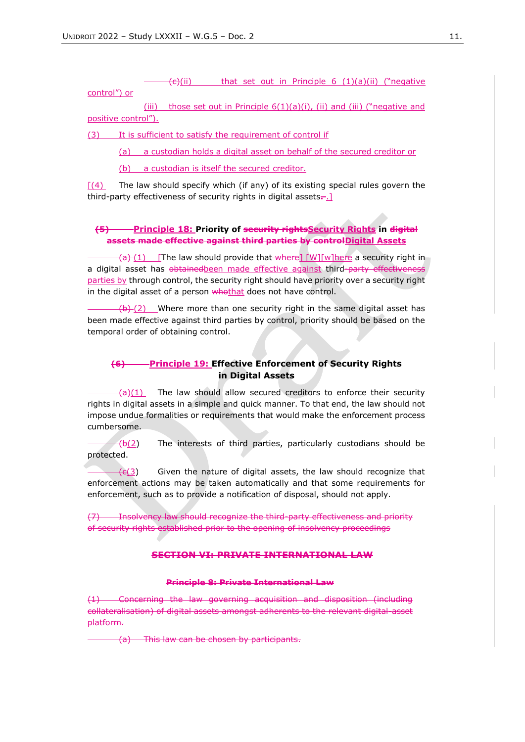~~(c)~~(ii) that set out in Principle 6 (1)(a)(ii) ("negative control") or

(iii) those set out in Principle 6(1)(a)(i), (ii) and (iii) ("negative and positive control").

(3) It is sufficient to satisfy the requirement of control if

(a) a custodian holds a digital asset on behalf of the secured creditor or

(b) a custodian is itself the secured creditor.

[(4) The law should specify which (if any) of its existing special rules govern the third-party effectiveness of security rights in digital assets~~.~~.]

### ~~(5)~~ Principle 18: Priority of ~~security rights~~Security Rights in ~~digital assets made effective against third parties by control~~Digital Assets

~~(a)~~ (1) [The law should provide that ~~where~~] [W][w]here a security right in a digital asset has ~~obtained~~been made effective against third-~~party effectiveness~~ parties by through control, the security right should have priority over a security right in the digital asset of a person ~~who~~that does not have control.

~~(b)~~ (2) Where more than one security right in the same digital asset has been made effective against third parties by control, priority should be based on the temporal order of obtaining control.

### ~~(6)~~ Principle 19: Effective Enforcement of Security Rights in Digital Assets

~~(a)~~(1) The law should allow secured creditors to enforce their security rights in digital assets in a simple and quick manner. To that end, the law should not impose undue formalities or requirements that would make the enforcement process cumbersome.

(~~b~~2) The interests of third parties, particularly custodians should be protected.

(~~c~~3) Given the nature of digital assets, the law should recognize that enforcement actions may be taken automatically and that some requirements for enforcement, such as to provide a notification of disposal, should not apply.

~~(7) Insolvency law should recognize the third-party effectiveness and priority of security rights established prior to the opening of insolvency proceedings~~

## ~~SECTION VI: PRIVATE INTERNATIONAL LAW~~

### ~~Principle 8: Private International Law~~

~~(1) Concerning the law governing acquisition and disposition (including collateralisation) of digital assets amongst adherents to the relevant digital-asset platform.~~

~~(a) This law can be chosen by participants.~~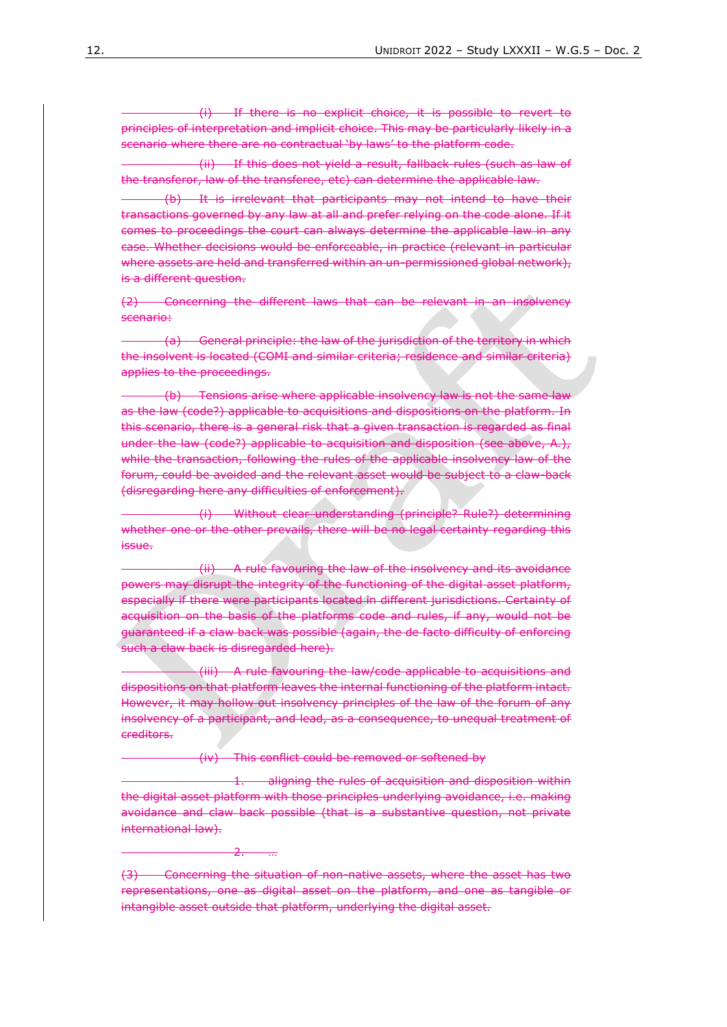(i) If there is no explicit choice, it is possible to revert to principles of interpretation and implicit choice. This may be particularly likely in a scenario where there are no contractual 'by laws' to the platform code.

(ii) If this does not yield a result, fallback rules (such as law of the transferor, law of the transferee, etc) can determine the applicable law.

(b) It is irrelevant that participants may not intend to have their transactions governed by any law at all and prefer relying on the code alone. If it comes to proceedings the court can always determine the applicable law in any case. Whether decisions would be enforceable, in practice (relevant in particular where assets are held and transferred within an un-permissioned global network), is a different question.

(2) Concerning the different laws that can be relevant in an insolvency scenario:

(a) General principle: the law of the jurisdiction of the territory in which the insolvent is located (COMI and similar criteria; residence and similar criteria) applies to the proceedings.

(b) Tensions arise where applicable insolvency law is not the same law as the law (code?) applicable to acquisitions and dispositions on the platform. In this scenario, there is a general risk that a given transaction is regarded as final under the law (code?) applicable to acquisition and disposition (see above, A.), while the transaction, following the rules of the applicable insolvency law of the forum, could be avoided and the relevant asset would be subject to a claw-back (disregarding here any difficulties of enforcement).

(i) Without clear understanding (principle? Rule?) determining whether one or the other prevails, there will be no legal certainty regarding this issue.

(ii) A rule favouring the law of the insolvency and its avoidance powers may disrupt the integrity of the functioning of the digital asset platform, especially if there were participants located in different jurisdictions. Certainty of acquisition on the basis of the platforms code and rules, if any, would not be guaranteed if a claw back was possible (again, the de facto difficulty of enforcing such a claw back is disregarded here).

(iii) A rule favouring the law/code applicable to acquisitions and dispositions on that platform leaves the internal functioning of the platform intact. However, it may hollow out insolvency principles of the law of the forum of any insolvency of a participant, and lead, as a consequence, to unequal treatment of creditors.

(iv) This conflict could be removed or softened by

1. aligning the rules of acquisition and disposition within the digital asset platform with those principles underlying avoidance, i.e. making avoidance and claw back possible (that is a substantive question, not private international law).

2. …

(3) Concerning the situation of non-native assets, where the asset has two representations, one as digital asset on the platform, and one as tangible or intangible asset outside that platform, underlying the digital asset.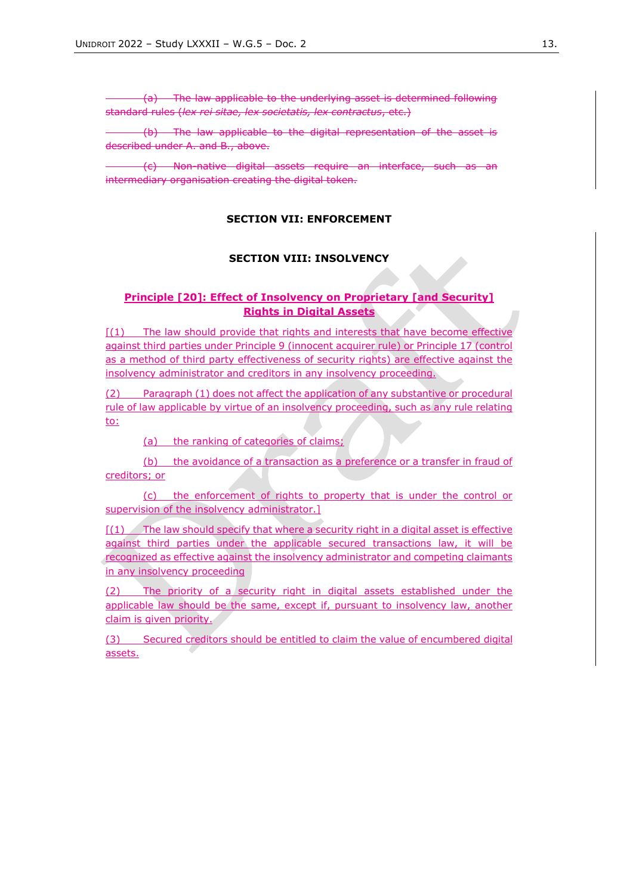~~(a) The law applicable to the underlying asset is determined following standard rules (*lex rei sitae, lex societatis, lex contractus*, etc.)~~

~~(b) The law applicable to the digital representation of the asset is described under A. and B., above.~~

~~(c) Non-native digital assets require an interface, such as an intermediary organisation creating the digital token.~~

**SECTION VII: ENFORCEMENT**

**SECTION VIII: INSOLVENCY**

**Principle [20]: Effect of Insolvency on Proprietary [and Security] Rights in Digital Assets**

[(1) The law should provide that rights and interests that have become effective against third parties under Principle 9 (innocent acquirer rule) or Principle 17 (control as a method of third party effectiveness of security rights) are effective against the insolvency administrator and creditors in any insolvency proceeding.

(2) Paragraph (1) does not affect the application of any substantive or procedural rule of law applicable by virtue of an insolvency proceeding, such as any rule relating to:

(a) the ranking of categories of claims;

(b) the avoidance of a transaction as a preference or a transfer in fraud of creditors; or

(c) the enforcement of rights to property that is under the control or supervision of the insolvency administrator.]

[(1) The law should specify that where a security right in a digital asset is effective against third parties under the applicable secured transactions law, it will be recognized as effective against the insolvency administrator and competing claimants in any insolvency proceeding

(2) The priority of a security right in digital assets established under the applicable law should be the same, except if, pursuant to insolvency law, another claim is given priority.

(3) Secured creditors should be entitled to claim the value of encumbered digital assets.